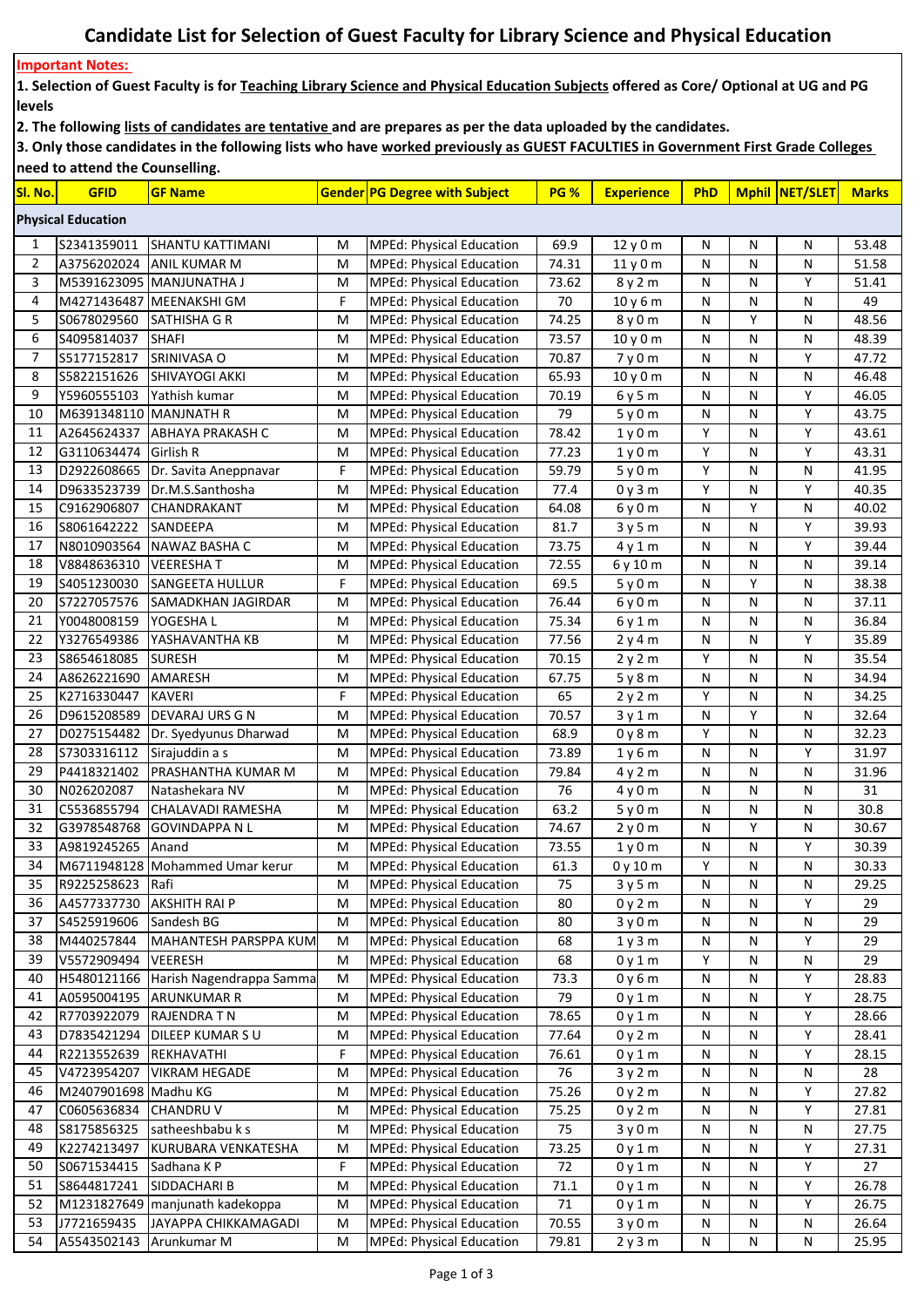# Candidate List for Selection of Guest Faculty for Library Science and Physical Education

**Important Notes:**

**1. Selection of Guest Faculty is for Teaching Library Science and Physical Education Subjects offered as Core/ Optional at UG and PG levels**

**2. The following lists of candidates are tentative and are prepares as per the data uploaded by the candidates.**

**3. Only those candidates in the following lists who have worked previously as GUEST FACULTIES in Government First Grade Colleges need to attend the Counselling.**

| Sl. No. | GFID | GF Name | Gender | PG Degree with Subject | PG % | Experience | PhD | Mphil | NET/SLET | Marks |
|---|---|---|---|---|---|---|---|---|---|---|
| **Physical Education** | | | | | | | | | | |
| 1 | S2341359011 | SHANTU KATTIMANI | M | MPEd: Physical Education | 69.9 | 12 y 0 m | N | N | N | 53.48 |
| 2 | A3756202024 | ANIL KUMAR M | M | MPEd: Physical Education | 74.31 | 11 y 0 m | N | N | N | 51.58 |
| 3 | M5391623095 | MANJUNATHA J | M | MPEd: Physical Education | 73.62 | 8 y 2 m | N | N | Y | 51.41 |
| 4 | M4271436487 | MEENAKSHI GM | F | MPEd: Physical Education | 70 | 10 y 6 m | N | N | N | 49 |
| 5 | S0678029560 | SATHISHA G R | M | MPEd: Physical Education | 74.25 | 8 y 0 m | N | Y | N | 48.56 |
| 6 | S4095814037 | SHAFI | M | MPEd: Physical Education | 73.57 | 10 y 0 m | N | N | N | 48.39 |
| 7 | S5177152817 | SRINIVASA O | M | MPEd: Physical Education | 70.87 | 7 y 0 m | N | N | Y | 47.72 |
| 8 | S5822151626 | SHIVAYOGI AKKI | M | MPEd: Physical Education | 65.93 | 10 y 0 m | N | N | N | 46.48 |
| 9 | Y5960555103 | Yathish kumar | M | MPEd: Physical Education | 70.19 | 6 y 5 m | N | N | Y | 46.05 |
| 10 | M6391348110 | MANJNATH R | M | MPEd: Physical Education | 79 | 5 y 0 m | N | N | Y | 43.75 |
| 11 | A2645624337 | ABHAYA PRAKASH C | M | MPEd: Physical Education | 78.42 | 1 y 0 m | Y | N | Y | 43.61 |
| 12 | G3110634474 | Girlish R | M | MPEd: Physical Education | 77.23 | 1 y 0 m | Y | N | Y | 43.31 |
| 13 | D2922608665 | Dr. Savita Aneppnavar | F | MPEd: Physical Education | 59.79 | 5 y 0 m | Y | N | N | 41.95 |
| 14 | D9633523739 | Dr.M.S.Santhosha | M | MPEd: Physical Education | 77.4 | 0 y 3 m | Y | N | Y | 40.35 |
| 15 | C9162906807 | CHANDRAKANT | M | MPEd: Physical Education | 64.08 | 6 y 0 m | N | Y | N | 40.02 |
| 16 | S8061642222 | SANDEEPA | M | MPEd: Physical Education | 81.7 | 3 y 5 m | N | N | Y | 39.93 |
| 17 | N8010903564 | NAWAZ BASHA C | M | MPEd: Physical Education | 73.75 | 4 y 1 m | N | N | Y | 39.44 |
| 18 | V8848636310 | VEERESHA T | M | MPEd: Physical Education | 72.55 | 6 y 10 m | N | N | N | 39.14 |
| 19 | S4051230030 | SANGEETA HULLUR | F | MPEd: Physical Education | 69.5 | 5 y 0 m | N | Y | N | 38.38 |
| 20 | S7227057576 | SAMADKHAN JAGIRDAR | M | MPEd: Physical Education | 76.44 | 6 y 0 m | N | N | N | 37.11 |
| 21 | Y0048008159 | YOGESHA L | M | MPEd: Physical Education | 75.34 | 6 y 1 m | N | N | N | 36.84 |
| 22 | Y3276549386 | YASHAVANTHA KB | M | MPEd: Physical Education | 77.56 | 2 y 4 m | N | N | Y | 35.89 |
| 23 | S8654618085 | SURESH | M | MPEd: Physical Education | 70.15 | 2 y 2 m | Y | N | N | 35.54 |
| 24 | A8626221690 | AMARESH | M | MPEd: Physical Education | 67.75 | 5 y 8 m | N | N | N | 34.94 |
| 25 | K2716330447 | KAVERI | F | MPEd: Physical Education | 65 | 2 y 2 m | Y | N | N | 34.25 |
| 26 | D9615208589 | DEVARAJ URS G N | M | MPEd: Physical Education | 70.57 | 3 y 1 m | N | Y | N | 32.64 |
| 27 | D0275154482 | Dr. Syedyunus Dharwad | M | MPEd: Physical Education | 68.9 | 0 y 8 m | Y | N | N | 32.23 |
| 28 | S7303316112 | Sirajuddin a s | M | MPEd: Physical Education | 73.89 | 1 y 6 m | N | N | Y | 31.97 |
| 29 | P4418321402 | PRASHANTHA KUMAR M | M | MPEd: Physical Education | 79.84 | 4 y 2 m | N | N | N | 31.96 |
| 30 | N026202087 | Natashekara NV | M | MPEd: Physical Education | 76 | 4 y 0 m | N | N | N | 31 |
| 31 | C5536855794 | CHALAVADI RAMESHA | M | MPEd: Physical Education | 63.2 | 5 y 0 m | N | N | N | 30.8 |
| 32 | G3978548768 | GOVINDAPPA N L | M | MPEd: Physical Education | 74.67 | 2 y 0 m | N | Y | N | 30.67 |
| 33 | A9819245265 | Anand | M | MPEd: Physical Education | 73.55 | 1 y 0 m | N | N | Y | 30.39 |
| 34 | M6711948128 | Mohammed Umar kerur | M | MPEd: Physical Education | 61.3 | 0 y 10 m | Y | N | N | 30.33 |
| 35 | R9225258623 | Rafi | M | MPEd: Physical Education | 75 | 3 y 5 m | N | N | N | 29.25 |
| 36 | A4577337730 | AKSHITH RAI P | M | MPEd: Physical Education | 80 | 0 y 2 m | N | N | Y | 29 |
| 37 | S4525919606 | Sandesh BG | M | MPEd: Physical Education | 80 | 3 y 0 m | N | N | N | 29 |
| 38 | M440257844 | MAHANTESH PARSPPA KUM | M | MPEd: Physical Education | 68 | 1 y 3 m | N | N | Y | 29 |
| 39 | V5572909494 | VEERESH | M | MPEd: Physical Education | 68 | 0 y 1 m | Y | N | N | 29 |
| 40 | H5480121166 | Harish Nagendrappa Samma | M | MPEd: Physical Education | 73.3 | 0 y 6 m | N | N | Y | 28.83 |
| 41 | A0595004195 | ARUNKUMAR R | M | MPEd: Physical Education | 79 | 0 y 1 m | N | N | Y | 28.75 |
| 42 | R7703922079 | RAJENDRA T N | M | MPEd: Physical Education | 78.65 | 0 y 1 m | N | N | Y | 28.66 |
| 43 | D7835421294 | DILEEP KUMAR S U | M | MPEd: Physical Education | 77.64 | 0 y 2 m | N | N | Y | 28.41 |
| 44 | R2213552639 | REKHAVATHI | F | MPEd: Physical Education | 76.61 | 0 y 1 m | N | N | Y | 28.15 |
| 45 | V4723954207 | VIKRAM HEGADE | M | MPEd: Physical Education | 76 | 3 y 2 m | N | N | N | 28 |
| 46 | M2407901698 | Madhu KG | M | MPEd: Physical Education | 75.26 | 0 y 2 m | N | N | Y | 27.82 |
| 47 | C0605636834 | CHANDRU V | M | MPEd: Physical Education | 75.25 | 0 y 2 m | N | N | Y | 27.81 |
| 48 | S8175836325 | satheeshbabu k s | M | MPEd: Physical Education | 75 | 3 y 0 m | N | N | N | 27.75 |
| 49 | K2274213497 | KURUBARA VENKATESHA | M | MPEd: Physical Education | 73.25 | 0 y 1 m | N | N | Y | 27.31 |
| 50 | S0671534415 | Sadhana K P | F | MPEd: Physical Education | 72 | 0 y 1 m | N | N | Y | 27 |
| 51 | S8644817241 | SIDDACHARI B | M | MPEd: Physical Education | 71.1 | 0 y 1 m | N | N | Y | 26.78 |
| 52 | M1231827649 | manjunath kadekoppa | M | MPEd: Physical Education | 71 | 0 y 1 m | N | N | Y | 26.75 |
| 53 | J7721659435 | JAYAPPA CHIKKAMAGADI | M | MPEd: Physical Education | 70.55 | 3 y 0 m | N | N | N | 26.64 |
| 54 | A5543502143 | Arunkumar M | M | MPEd: Physical Education | 79.81 | 2 y 3 m | N | N | N | 25.95 |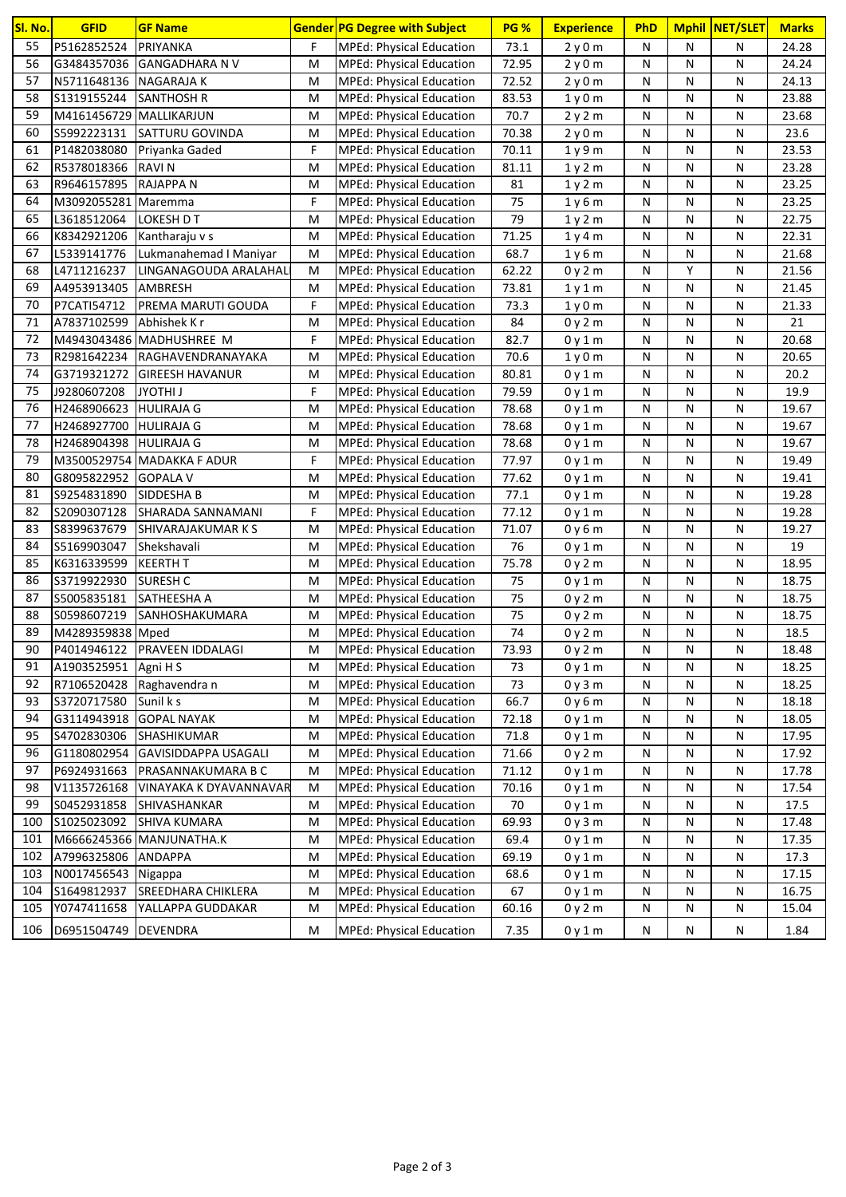| Sl. No. | GFID | GF Name | Gender | PG Degree with Subject | PG % | Experience | PhD | Mphil | NET/SLET | Marks |
|---|---|---|---|---|---|---|---|---|---|---|
| 55 | P5162852524 | PRIYANKA | F | MPEd: Physical Education | 73.1 | 2 y 0 m | N | N | N | 24.28 |
| 56 | G3484357036 | GANGADHARA N V | M | MPEd: Physical Education | 72.95 | 2 y 0 m | N | N | N | 24.24 |
| 57 | N5711648136 | NAGARAJA K | M | MPEd: Physical Education | 72.52 | 2 y 0 m | N | N | N | 24.13 |
| 58 | S1319155244 | SANTHOSH R | M | MPEd: Physical Education | 83.53 | 1 y 0 m | N | N | N | 23.88 |
| 59 | M4161456729 | MALLIKARJUN | M | MPEd: Physical Education | 70.7 | 2 y 2 m | N | N | N | 23.68 |
| 60 | S5992223131 | SATTURU GOVINDA | M | MPEd: Physical Education | 70.38 | 2 y 0 m | N | N | N | 23.6 |
| 61 | P1482038080 | Priyanka Gaded | F | MPEd: Physical Education | 70.11 | 1 y 9 m | N | N | N | 23.53 |
| 62 | R5378018366 | RAVI N | M | MPEd: Physical Education | 81.11 | 1 y 2 m | N | N | N | 23.28 |
| 63 | R9646157895 | RAJAPPA N | M | MPEd: Physical Education | 81 | 1 y 2 m | N | N | N | 23.25 |
| 64 | M3092055281 | Maremma | F | MPEd: Physical Education | 75 | 1 y 6 m | N | N | N | 23.25 |
| 65 | L3618512064 | LOKESH D T | M | MPEd: Physical Education | 79 | 1 y 2 m | N | N | N | 22.75 |
| 66 | K8342921206 | Kantharaju v s | M | MPEd: Physical Education | 71.25 | 1 y 4 m | N | N | N | 22.31 |
| 67 | L5339141776 | Lukmanahemad I Maniyar | M | MPEd: Physical Education | 68.7 | 1 y 6 m | N | N | N | 21.68 |
| 68 | L4711216237 | LINGANAGOUDA ARALAHAL | M | MPEd: Physical Education | 62.22 | 0 y 2 m | N | Y | N | 21.56 |
| 69 | A4953913405 | AMBRESH | M | MPEd: Physical Education | 73.81 | 1 y 1 m | N | N | N | 21.45 |
| 70 | P7CATI54712 | PREMA MARUTI GOUDA | F | MPEd: Physical Education | 73.3 | 1 y 0 m | N | N | N | 21.33 |
| 71 | A7837102599 | Abhishek K r | M | MPEd: Physical Education | 84 | 0 y 2 m | N | N | N | 21 |
| 72 | M4943043486 | MADHUSHREE M | F | MPEd: Physical Education | 82.7 | 0 y 1 m | N | N | N | 20.68 |
| 73 | R2981642234 | RAGHAVENDRANAYAKA | M | MPEd: Physical Education | 70.6 | 1 y 0 m | N | N | N | 20.65 |
| 74 | G3719321272 | GIREESH HAVANUR | M | MPEd: Physical Education | 80.81 | 0 y 1 m | N | N | N | 20.2 |
| 75 | J9280607208 | JYOTHI J | F | MPEd: Physical Education | 79.59 | 0 y 1 m | N | N | N | 19.9 |
| 76 | H2468906623 | HULIRAJA G | M | MPEd: Physical Education | 78.68 | 0 y 1 m | N | N | N | 19.67 |
| 77 | H2468927700 | HULIRAJA G | M | MPEd: Physical Education | 78.68 | 0 y 1 m | N | N | N | 19.67 |
| 78 | H2468904398 | HULIRAJA G | M | MPEd: Physical Education | 78.68 | 0 y 1 m | N | N | N | 19.67 |
| 79 | M3500529754 | MADAKKA F ADUR | F | MPEd: Physical Education | 77.97 | 0 y 1 m | N | N | N | 19.49 |
| 80 | G8095822952 | GOPALA V | M | MPEd: Physical Education | 77.62 | 0 y 1 m | N | N | N | 19.41 |
| 81 | S9254831890 | SIDDESHA B | M | MPEd: Physical Education | 77.1 | 0 y 1 m | N | N | N | 19.28 |
| 82 | S2090307128 | SHARADA SANNAMANI | F | MPEd: Physical Education | 77.12 | 0 y 1 m | N | N | N | 19.28 |
| 83 | S8399637679 | SHIVARAJAKUMAR K S | M | MPEd: Physical Education | 71.07 | 0 y 6 m | N | N | N | 19.27 |
| 84 | S5169903047 | Shekshavali | M | MPEd: Physical Education | 76 | 0 y 1 m | N | N | N | 19 |
| 85 | K6316339599 | KEERTH T | M | MPEd: Physical Education | 75.78 | 0 y 2 m | N | N | N | 18.95 |
| 86 | S3719922930 | SURESH C | M | MPEd: Physical Education | 75 | 0 y 1 m | N | N | N | 18.75 |
| 87 | S5005835181 | SATHEESHA A | M | MPEd: Physical Education | 75 | 0 y 2 m | N | N | N | 18.75 |
| 88 | S0598607219 | SANHOSHAKUMARA | M | MPEd: Physical Education | 75 | 0 y 2 m | N | N | N | 18.75 |
| 89 | M4289359838 | Mped | M | MPEd: Physical Education | 74 | 0 y 2 m | N | N | N | 18.5 |
| 90 | P4014946122 | PRAVEEN IDDALAGI | M | MPEd: Physical Education | 73.93 | 0 y 2 m | N | N | N | 18.48 |
| 91 | A1903525951 | Agni H S | M | MPEd: Physical Education | 73 | 0 y 1 m | N | N | N | 18.25 |
| 92 | R7106520428 | Raghavendra n | M | MPEd: Physical Education | 73 | 0 y 3 m | N | N | N | 18.25 |
| 93 | S3720717580 | Sunil k s | M | MPEd: Physical Education | 66.7 | 0 y 6 m | N | N | N | 18.18 |
| 94 | G3114943918 | GOPAL NAYAK | M | MPEd: Physical Education | 72.18 | 0 y 1 m | N | N | N | 18.05 |
| 95 | S4702830306 | SHASHIKUMAR | M | MPEd: Physical Education | 71.8 | 0 y 1 m | N | N | N | 17.95 |
| 96 | G1180802954 | GAVISIDDAPPA USAGALI | M | MPEd: Physical Education | 71.66 | 0 y 2 m | N | N | N | 17.92 |
| 97 | P6924931663 | PRASANNAKUMARA B C | M | MPEd: Physical Education | 71.12 | 0 y 1 m | N | N | N | 17.78 |
| 98 | V1135726168 | VINAYAKA K DYAVANNAVAR | M | MPEd: Physical Education | 70.16 | 0 y 1 m | N | N | N | 17.54 |
| 99 | S0452931858 | SHIVASHANKAR | M | MPEd: Physical Education | 70 | 0 y 1 m | N | N | N | 17.5 |
| 100 | S1025023092 | SHIVA KUMARA | M | MPEd: Physical Education | 69.93 | 0 y 3 m | N | N | N | 17.48 |
| 101 | M6666245366 | MANJUNATHA.K | M | MPEd: Physical Education | 69.4 | 0 y 1 m | N | N | N | 17.35 |
| 102 | A7996325806 | ANDAPPA | M | MPEd: Physical Education | 69.19 | 0 y 1 m | N | N | N | 17.3 |
| 103 | N0017456543 | Nigappa | M | MPEd: Physical Education | 68.6 | 0 y 1 m | N | N | N | 17.15 |
| 104 | S1649812937 | SREEDHARA CHIKLERA | M | MPEd: Physical Education | 67 | 0 y 1 m | N | N | N | 16.75 |
| 105 | Y0747411658 | YALLAPPA GUDDAKAR | M | MPEd: Physical Education | 60.16 | 0 y 2 m | N | N | N | 15.04 |
| 106 | D6951504749 | DEVENDRA | M | MPEd: Physical Education | 7.35 | 0 y 1 m | N | N | N | 1.84 |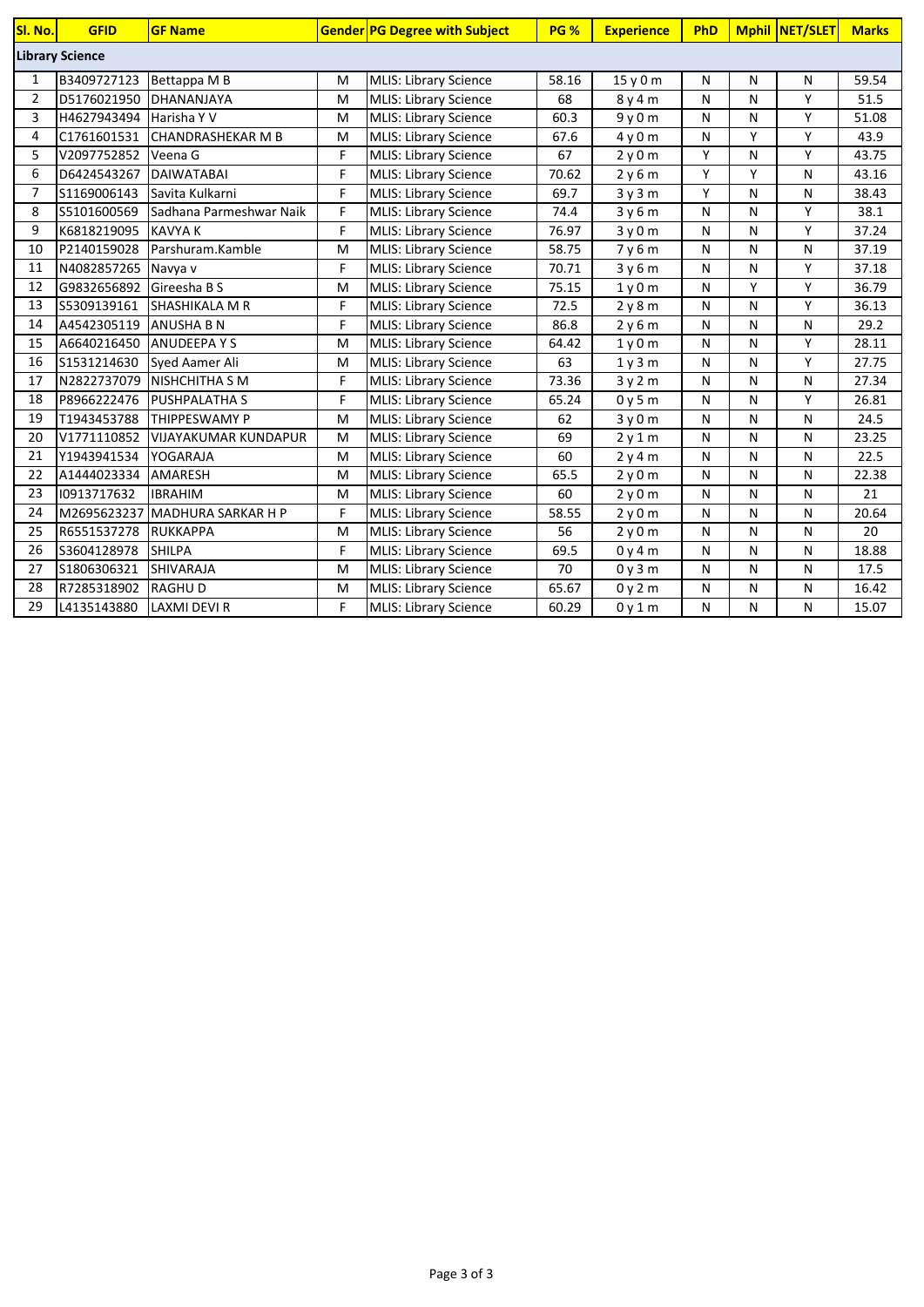| Sl. No. | GFID | GF Name | Gender | PG Degree with Subject | PG % | Experience | PhD | Mphil | NET/SLET | Marks |
|---|---|---|---|---|---|---|---|---|---|---|
| **Library Science** | | | | | | | | | | |
| 1 | B3409727123 | Bettappa M B | M | MLIS: Library Science | 58.16 | 15 y 0 m | N | N | N | 59.54 |
| 2 | D5176021950 | DHANANJAYA | M | MLIS: Library Science | 68 | 8 y 4 m | N | N | Y | 51.5 |
| 3 | H4627943494 | Harisha Y V | M | MLIS: Library Science | 60.3 | 9 y 0 m | N | N | Y | 51.08 |
| 4 | C1761601531 | CHANDRASHEKAR M B | M | MLIS: Library Science | 67.6 | 4 y 0 m | N | Y | Y | 43.9 |
| 5 | V2097752852 | Veena G | F | MLIS: Library Science | 67 | 2 y 0 m | Y | N | Y | 43.75 |
| 6 | D6424543267 | DAIWATABAI | F | MLIS: Library Science | 70.62 | 2 y 6 m | Y | Y | N | 43.16 |
| 7 | S1169006143 | Savita Kulkarni | F | MLIS: Library Science | 69.7 | 3 y 3 m | Y | N | N | 38.43 |
| 8 | S5101600569 | Sadhana Parmeshwar Naik | F | MLIS: Library Science | 74.4 | 3 y 6 m | N | N | Y | 38.1 |
| 9 | K6818219095 | KAVYA K | F | MLIS: Library Science | 76.97 | 3 y 0 m | N | N | Y | 37.24 |
| 10 | P2140159028 | Parshuram.Kamble | M | MLIS: Library Science | 58.75 | 7 y 6 m | N | N | N | 37.19 |
| 11 | N4082857265 | Navya v | F | MLIS: Library Science | 70.71 | 3 y 6 m | N | N | Y | 37.18 |
| 12 | G9832656892 | Gireesha B S | M | MLIS: Library Science | 75.15 | 1 y 0 m | N | Y | Y | 36.79 |
| 13 | S5309139161 | SHASHIKALA M R | F | MLIS: Library Science | 72.5 | 2 y 8 m | N | N | Y | 36.13 |
| 14 | A4542305119 | ANUSHA B N | F | MLIS: Library Science | 86.8 | 2 y 6 m | N | N | N | 29.2 |
| 15 | A6640216450 | ANUDEEPA Y S | M | MLIS: Library Science | 64.42 | 1 y 0 m | N | N | Y | 28.11 |
| 16 | S1531214630 | Syed Aamer Ali | M | MLIS: Library Science | 63 | 1 y 3 m | N | N | Y | 27.75 |
| 17 | N2822737079 | NISHCHITHA S M | F | MLIS: Library Science | 73.36 | 3 y 2 m | N | N | N | 27.34 |
| 18 | P8966222476 | PUSHPALATHA S | F | MLIS: Library Science | 65.24 | 0 y 5 m | N | N | Y | 26.81 |
| 19 | T1943453788 | THIPPESWAMY P | M | MLIS: Library Science | 62 | 3 y 0 m | N | N | N | 24.5 |
| 20 | V1771110852 | VIJAYAKUMAR KUNDAPUR | M | MLIS: Library Science | 69 | 2 y 1 m | N | N | N | 23.25 |
| 21 | Y1943941534 | YOGARAJA | M | MLIS: Library Science | 60 | 2 y 4 m | N | N | N | 22.5 |
| 22 | A1444023334 | AMARESH | M | MLIS: Library Science | 65.5 | 2 y 0 m | N | N | N | 22.38 |
| 23 | I0913717632 | IBRAHIM | M | MLIS: Library Science | 60 | 2 y 0 m | N | N | N | 21 |
| 24 | M2695623237 | MADHURA SARKAR H P | F | MLIS: Library Science | 58.55 | 2 y 0 m | N | N | N | 20.64 |
| 25 | R6551537278 | RUKKAPPA | M | MLIS: Library Science | 56 | 2 y 0 m | N | N | N | 20 |
| 26 | S3604128978 | SHILPA | F | MLIS: Library Science | 69.5 | 0 y 4 m | N | N | N | 18.88 |
| 27 | S1806306321 | SHIVARAJA | M | MLIS: Library Science | 70 | 0 y 3 m | N | N | N | 17.5 |
| 28 | R7285318902 | RAGHU D | M | MLIS: Library Science | 65.67 | 0 y 2 m | N | N | N | 16.42 |
| 29 | L4135143880 | LAXMI DEVI R | F | MLIS: Library Science | 60.29 | 0 y 1 m | N | N | N | 15.07 |